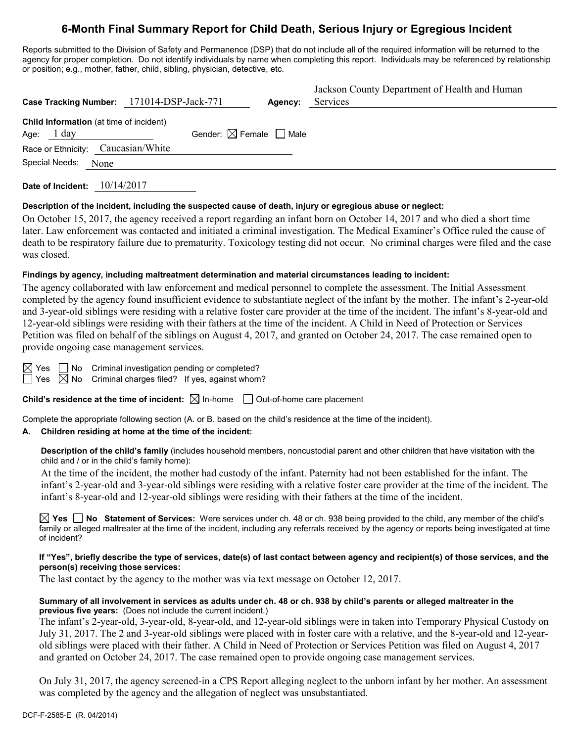# 6-Month Final Summary Report for Child Death, Serious Injury or Egregious Incident

Reports submitted to the Division of Safety and Permanence (DSP) that do not include all of the required information will be returned to the agency for proper completion. Do not identify individuals by name when completing this report. Individuals may be referenced by relationship or position; e.g., mother, father, child, sibling, physician, detective, etc.

**Case Tracking Number:** 171014-DSP-Jack-771 **Agency:** Jackson County Department of Health and Human Services

**Child Information** (at time of incident)

Age: 1 day Gender: ☒ Female ☐ Male

Race or Ethnicity: Caucasian/White

Special Needs: None

**Date of Incident:** 10/14/2017

**Description of the incident, including the suspected cause of death, injury or egregious abuse or neglect:**

On October 15, 2017, the agency received a report regarding an infant born on October 14, 2017 and who died a short time later. Law enforcement was contacted and initiated a criminal investigation. The Medical Examiner's Office ruled the cause of death to be respiratory failure due to prematurity. Toxicology testing did not occur. No criminal charges were filed and the case was closed.

**Findings by agency, including maltreatment determination and material circumstances leading to incident:**

The agency collaborated with law enforcement and medical personnel to complete the assessment. The Initial Assessment completed by the agency found insufficient evidence to substantiate neglect of the infant by the mother. The infant's 2-year-old and 3-year-old siblings were residing with a relative foster care provider at the time of the incident. The infant's 8-year-old and 12-year-old siblings were residing with their fathers at the time of the incident. A Child in Need of Protection or Services Petition was filed on behalf of the siblings on August 4, 2017, and granted on October 24, 2017. The case remained open to provide ongoing case management services.

☒ Yes ☐ No Criminal investigation pending or completed?

☐ Yes ☒ No Criminal charges filed? If yes, against whom?

**Child's residence at the time of incident:** ☒ In-home ☐ Out-of-home care placement

Complete the appropriate following section (A. or B. based on the child's residence at the time of the incident).

**A. Children residing at home at the time of the incident:**

**Description of the child's family** (includes household members, noncustodial parent and other children that have visitation with the child and / or in the child's family home):

At the time of the incident, the mother had custody of the infant. Paternity had not been established for the infant. The infant's 2-year-old and 3-year-old siblings were residing with a relative foster care provider at the time of the incident. The infant's 8-year-old and 12-year-old siblings were residing with their fathers at the time of the incident.

☒ **Yes** ☐ **No** **Statement of Services:** Were services under ch. 48 or ch. 938 being provided to the child, any member of the child's family or alleged maltreater at the time of the incident, including any referrals received by the agency or reports being investigated at time of incident?

**If "Yes", briefly describe the type of services, date(s) of last contact between agency and recipient(s) of those services, and the person(s) receiving those services:**

The last contact by the agency to the mother was via text message on October 12, 2017.

**Summary of all involvement in services as adults under ch. 48 or ch. 938 by child's parents or alleged maltreater in the previous five years:** (Does not include the current incident.)

The infant's 2-year-old, 3-year-old, 8-year-old, and 12-year-old siblings were in taken into Temporary Physical Custody on July 31, 2017. The 2 and 3-year-old siblings were placed with in foster care with a relative, and the 8-year-old and 12-year-old siblings were placed with their father. A Child in Need of Protection or Services Petition was filed on August 4, 2017 and granted on October 24, 2017. The case remained open to provide ongoing case management services.

On July 31, 2017, the agency screened-in a CPS Report alleging neglect to the unborn infant by her mother. An assessment was completed by the agency and the allegation of neglect was unsubstantiated.

DCF-F-2585-E (R. 04/2014)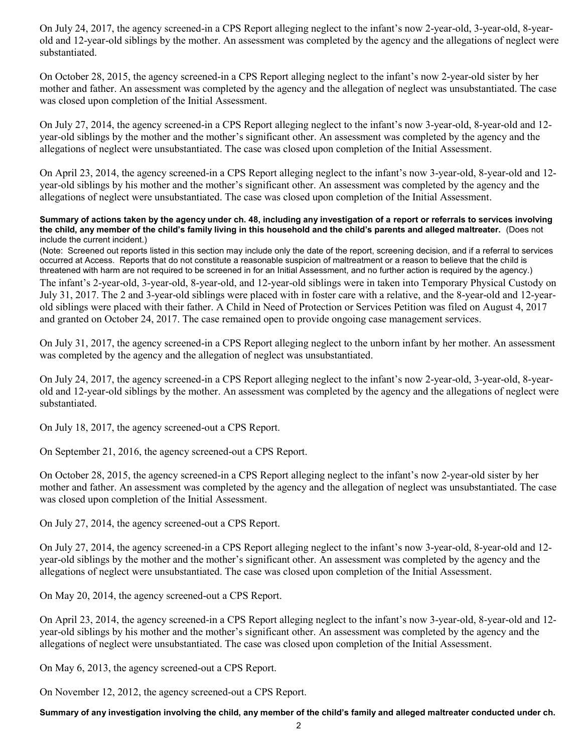On July 24, 2017, the agency screened-in a CPS Report alleging neglect to the infant's now 2-year-old, 3-year-old, 8-year-old and 12-year-old siblings by the mother. An assessment was completed by the agency and the allegations of neglect were substantiated.

On October 28, 2015, the agency screened-in a CPS Report alleging neglect to the infant's now 2-year-old sister by her mother and father. An assessment was completed by the agency and the allegation of neglect was unsubstantiated. The case was closed upon completion of the Initial Assessment.

On July 27, 2014, the agency screened-in a CPS Report alleging neglect to the infant's now 3-year-old, 8-year-old and 12-year-old siblings by the mother and the mother's significant other. An assessment was completed by the agency and the allegations of neglect were unsubstantiated. The case was closed upon completion of the Initial Assessment.

On April 23, 2014, the agency screened-in a CPS Report alleging neglect to the infant's now 3-year-old, 8-year-old and 12-year-old siblings by his mother and the mother's significant other. An assessment was completed by the agency and the allegations of neglect were unsubstantiated. The case was closed upon completion of the Initial Assessment.

**Summary of actions taken by the agency under ch. 48, including any investigation of a report or referrals to services involving the child, any member of the child's family living in this household and the child's parents and alleged maltreater.** (Does not include the current incident.)

(Note: Screened out reports listed in this section may include only the date of the report, screening decision, and if a referral to services occurred at Access. Reports that do not constitute a reasonable suspicion of maltreatment or a reason to believe that the child is threatened with harm are not required to be screened in for an Initial Assessment, and no further action is required by the agency.)

The infant's 2-year-old, 3-year-old, 8-year-old, and 12-year-old siblings were in taken into Temporary Physical Custody on July 31, 2017. The 2 and 3-year-old siblings were placed with in foster care with a relative, and the 8-year-old and 12-year-old siblings were placed with their father. A Child in Need of Protection or Services Petition was filed on August 4, 2017 and granted on October 24, 2017. The case remained open to provide ongoing case management services.

On July 31, 2017, the agency screened-in a CPS Report alleging neglect to the unborn infant by her mother. An assessment was completed by the agency and the allegation of neglect was unsubstantiated.

On July 24, 2017, the agency screened-in a CPS Report alleging neglect to the infant's now 2-year-old, 3-year-old, 8-year-old and 12-year-old siblings by the mother. An assessment was completed by the agency and the allegations of neglect were substantiated.

On July 18, 2017, the agency screened-out a CPS Report.

On September 21, 2016, the agency screened-out a CPS Report.

On October 28, 2015, the agency screened-in a CPS Report alleging neglect to the infant's now 2-year-old sister by her mother and father. An assessment was completed by the agency and the allegation of neglect was unsubstantiated. The case was closed upon completion of the Initial Assessment.

On July 27, 2014, the agency screened-out a CPS Report.

On July 27, 2014, the agency screened-in a CPS Report alleging neglect to the infant's now 3-year-old, 8-year-old and 12-year-old siblings by the mother and the mother's significant other. An assessment was completed by the agency and the allegations of neglect were unsubstantiated. The case was closed upon completion of the Initial Assessment.

On May 20, 2014, the agency screened-out a CPS Report.

On April 23, 2014, the agency screened-in a CPS Report alleging neglect to the infant's now 3-year-old, 8-year-old and 12-year-old siblings by his mother and the mother's significant other. An assessment was completed by the agency and the allegations of neglect were unsubstantiated. The case was closed upon completion of the Initial Assessment.

On May 6, 2013, the agency screened-out a CPS Report.

On November 12, 2012, the agency screened-out a CPS Report.

**Summary of any investigation involving the child, any member of the child's family and alleged maltreater conducted under ch.**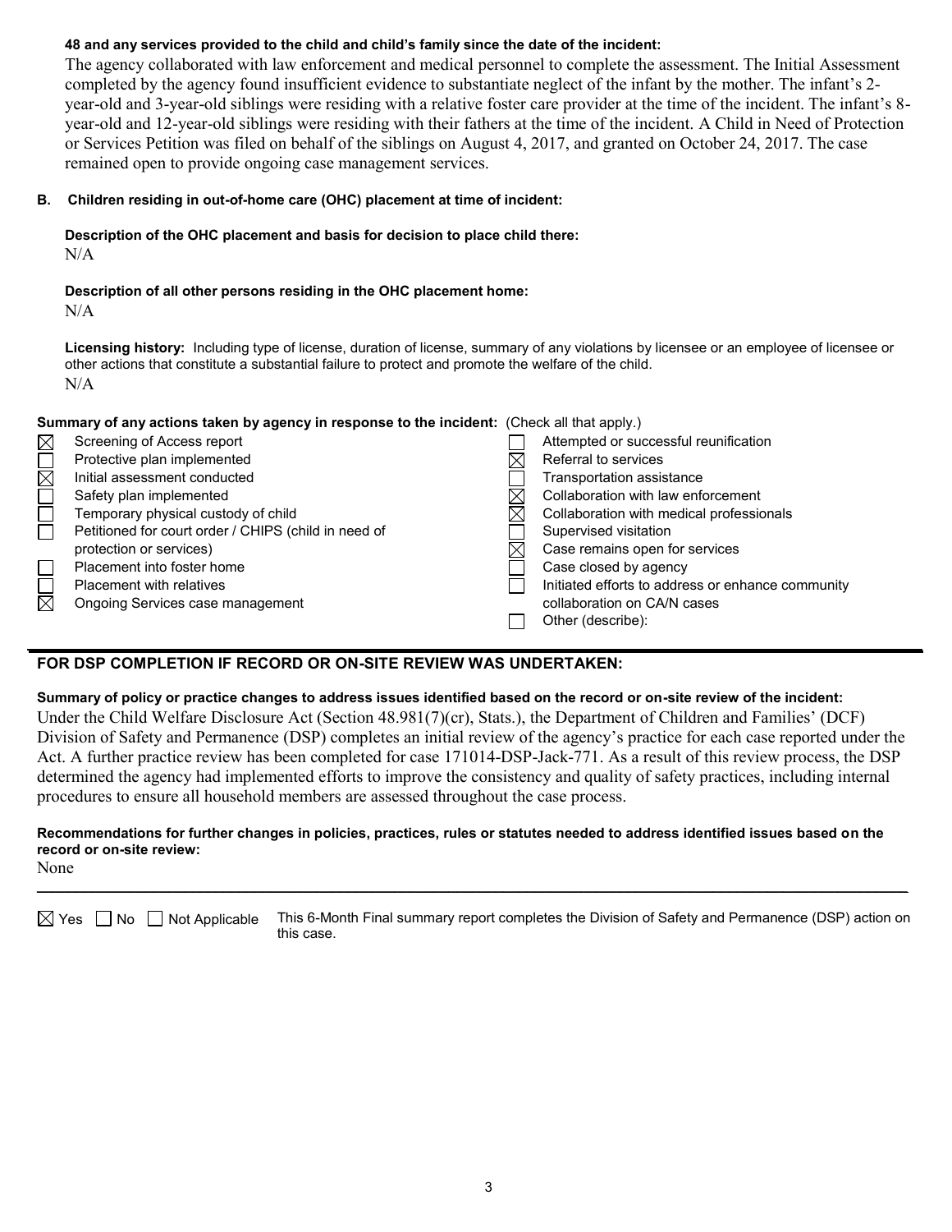**48 and any services provided to the child and child's family since the date of the incident:**

The agency collaborated with law enforcement and medical personnel to complete the assessment. The Initial Assessment completed by the agency found insufficient evidence to substantiate neglect of the infant by the mother. The infant's 2-year-old and 3-year-old siblings were residing with a relative foster care provider at the time of the incident. The infant's 8-year-old and 12-year-old siblings were residing with their fathers at the time of the incident. A Child in Need of Protection or Services Petition was filed on behalf of the siblings on August 4, 2017, and granted on October 24, 2017. The case remained open to provide ongoing case management services.

## B. Children residing in out-of-home care (OHC) placement at time of incident:

**Description of the OHC placement and basis for decision to place child there:**
N/A

**Description of all other persons residing in the OHC placement home:**
N/A

**Licensing history:** Including type of license, duration of license, summary of any violations by licensee or an employee of licensee or other actions that constitute a substantial failure to protect and promote the welfare of the child.
N/A

**Summary of any actions taken by agency in response to the incident:** (Check all that apply.)

- ☒ Screening of Access report
- ☐ Protective plan implemented
- ☒ Initial assessment conducted
- ☐ Safety plan implemented
- ☐ Temporary physical custody of child
- ☐ Petitioned for court order / CHIPS (child in need of protection or services)
- ☐ Placement into foster home
- ☐ Placement with relatives
- ☒ Ongoing Services case management
- ☐ Attempted or successful reunification
- ☒ Referral to services
- ☐ Transportation assistance
- ☒ Collaboration with law enforcement
- ☒ Collaboration with medical professionals
- ☐ Supervised visitation
- ☒ Case remains open for services
- ☐ Case closed by agency
- ☐ Initiated efforts to address or enhance community collaboration on CA/N cases
- ☐ Other (describe):

## FOR DSP COMPLETION IF RECORD OR ON-SITE REVIEW WAS UNDERTAKEN:

**Summary of policy or practice changes to address issues identified based on the record or on-site review of the incident:**

Under the Child Welfare Disclosure Act (Section 48.981(7)(cr), Stats.), the Department of Children and Families' (DCF) Division of Safety and Permanence (DSP) completes an initial review of the agency's practice for each case reported under the Act. A further practice review has been completed for case 171014-DSP-Jack-771. As a result of this review process, the DSP determined the agency had implemented efforts to improve the consistency and quality of safety practices, including internal procedures to ensure all household members are assessed throughout the case process.

**Recommendations for further changes in policies, practices, rules or statutes needed to address identified issues based on the record or on-site review:**

None

☒ Yes ☐ No ☐ Not Applicable This 6-Month Final summary report completes the Division of Safety and Permanence (DSP) action on this case.